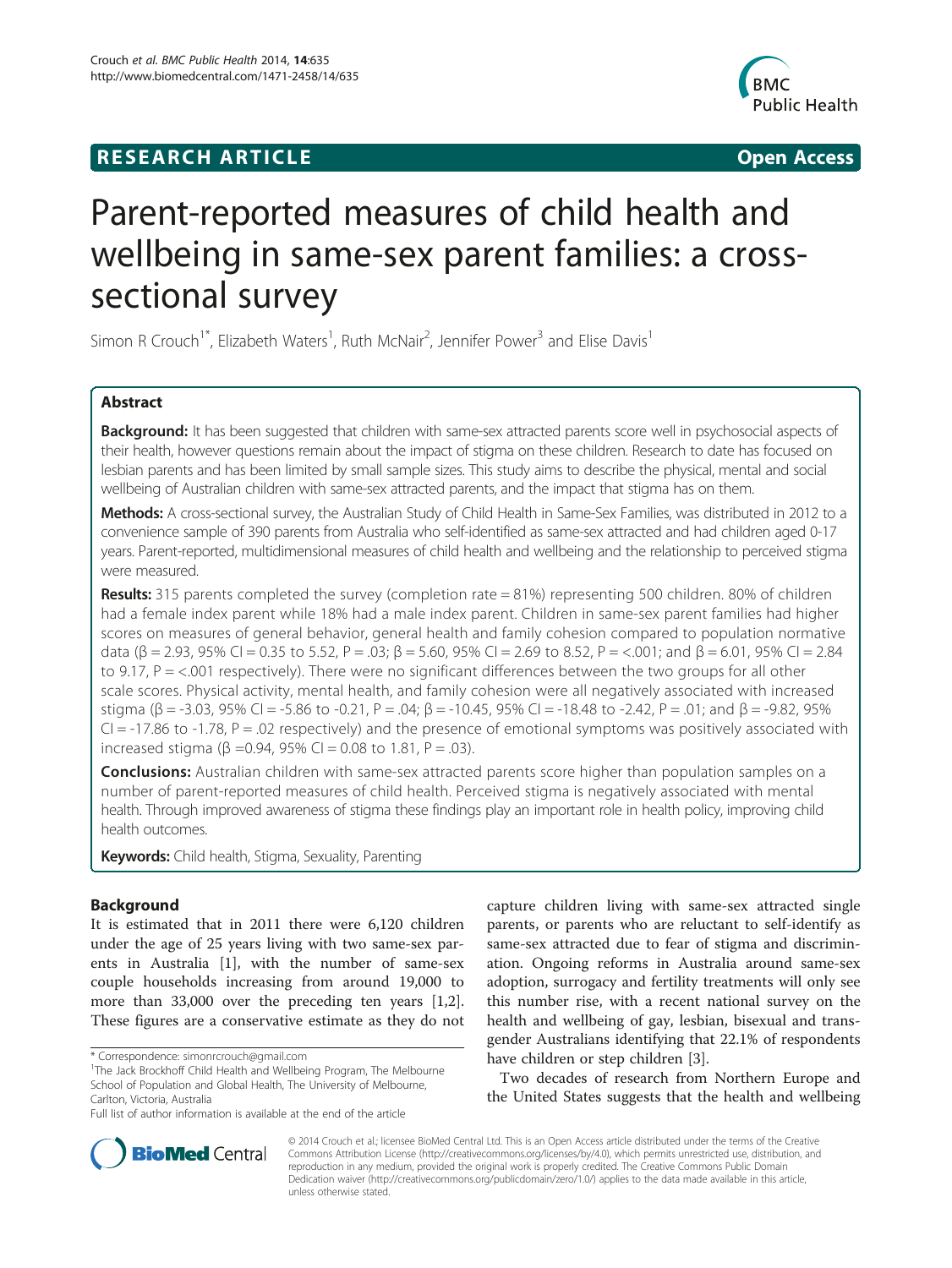**RESEARCH ARTICLE** **Open Access**

# Parent-reported measures of child health and wellbeing in same-sex parent families: a cross-sectional survey

Simon R Crouch[1*], Elizabeth Waters[1], Ruth McNair[2], Jennifer Power[3] and Elise Davis[1]

## Abstract

**Background:** It has been suggested that children with same-sex attracted parents score well in psychosocial aspects of their health, however questions remain about the impact of stigma on these children. Research to date has focused on lesbian parents and has been limited by small sample sizes. This study aims to describe the physical, mental and social wellbeing of Australian children with same-sex attracted parents, and the impact that stigma has on them.

**Methods:** A cross-sectional survey, the Australian Study of Child Health in Same-Sex Families, was distributed in 2012 to a convenience sample of 390 parents from Australia who self-identified as same-sex attracted and had children aged 0-17 years. Parent-reported, multidimensional measures of child health and wellbeing and the relationship to perceived stigma were measured.

**Results:** 315 parents completed the survey (completion rate = 81%) representing 500 children. 80% of children had a female index parent while 18% had a male index parent. Children in same-sex parent families had higher scores on measures of general behavior, general health and family cohesion compared to population normative data (β = 2.93, 95% CI = 0.35 to 5.52, P = .03; β = 5.60, 95% CI = 2.69 to 8.52, P = <.001; and β = 6.01, 95% CI = 2.84 to 9.17, P = <.001 respectively). There were no significant differences between the two groups for all other scale scores. Physical activity, mental health, and family cohesion were all negatively associated with increased stigma (β = -3.03, 95% CI = -5.86 to -0.21, P = .04; β = -10.45, 95% CI = -18.48 to -2.42, P = .01; and β = -9.82, 95% CI = -17.86 to -1.78, P = .02 respectively) and the presence of emotional symptoms was positively associated with increased stigma (β =0.94, 95% CI = 0.08 to 1.81, P = .03).

**Conclusions:** Australian children with same-sex attracted parents score higher than population samples on a number of parent-reported measures of child health. Perceived stigma is negatively associated with mental health. Through improved awareness of stigma these findings play an important role in health policy, improving child health outcomes.

**Keywords:** Child health, Stigma, Sexuality, Parenting

## Background

It is estimated that in 2011 there were 6,120 children under the age of 25 years living with two same-sex parents in Australia [1], with the number of same-sex couple households increasing from around 19,000 to more than 33,000 over the preceding ten years [1,2]. These figures are a conservative estimate as they do not capture children living with same-sex attracted single parents, or parents who are reluctant to self-identify as same-sex attracted due to fear of stigma and discrimination. Ongoing reforms in Australia around same-sex adoption, surrogacy and fertility treatments will only see this number rise, with a recent national survey on the health and wellbeing of gay, lesbian, bisexual and transgender Australians identifying that 22.1% of respondents have children or step children [3].

Two decades of research from Northern Europe and the United States suggests that the health and wellbeing

\* Correspondence: simonrcrouch@gmail.com
[1]The Jack Brockhoff Child Health and Wellbeing Program, The Melbourne School of Population and Global Health, The University of Melbourne, Carlton, Victoria, Australia
Full list of author information is available at the end of the article

© 2014 Crouch et al.; licensee BioMed Central Ltd. This is an Open Access article distributed under the terms of the Creative Commons Attribution License (http://creativecommons.org/licenses/by/4.0), which permits unrestricted use, distribution, and reproduction in any medium, provided the original work is properly credited. The Creative Commons Public Domain Dedication waiver (http://creativecommons.org/publicdomain/zero/1.0/) applies to the data made available in this article, unless otherwise stated.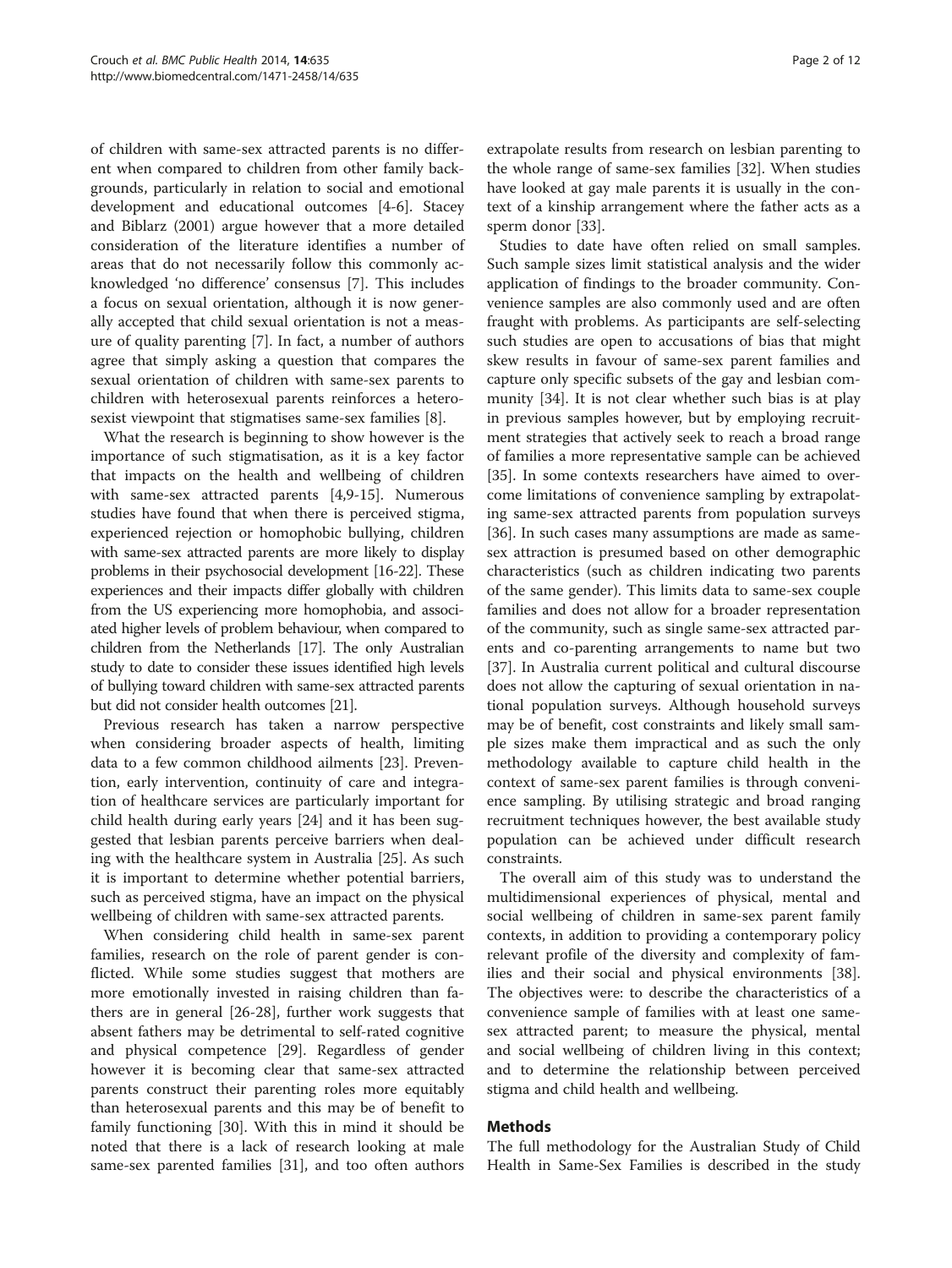of children with same-sex attracted parents is no different when compared to children from other family backgrounds, particularly in relation to social and emotional development and educational outcomes [4-6]. Stacey and Biblarz (2001) argue however that a more detailed consideration of the literature identifies a number of areas that do not necessarily follow this commonly acknowledged 'no difference' consensus [7]. This includes a focus on sexual orientation, although it is now generally accepted that child sexual orientation is not a measure of quality parenting [7]. In fact, a number of authors agree that simply asking a question that compares the sexual orientation of children with same-sex parents to children with heterosexual parents reinforces a heterosexist viewpoint that stigmatises same-sex families [8].

What the research is beginning to show however is the importance of such stigmatisation, as it is a key factor that impacts on the health and wellbeing of children with same-sex attracted parents [4,9-15]. Numerous studies have found that when there is perceived stigma, experienced rejection or homophobic bullying, children with same-sex attracted parents are more likely to display problems in their psychosocial development [16-22]. These experiences and their impacts differ globally with children from the US experiencing more homophobia, and associated higher levels of problem behaviour, when compared to children from the Netherlands [17]. The only Australian study to date to consider these issues identified high levels of bullying toward children with same-sex attracted parents but did not consider health outcomes [21].

Previous research has taken a narrow perspective when considering broader aspects of health, limiting data to a few common childhood ailments [23]. Prevention, early intervention, continuity of care and integration of healthcare services are particularly important for child health during early years [24] and it has been suggested that lesbian parents perceive barriers when dealing with the healthcare system in Australia [25]. As such it is important to determine whether potential barriers, such as perceived stigma, have an impact on the physical wellbeing of children with same-sex attracted parents.

When considering child health in same-sex parent families, research on the role of parent gender is conflicted. While some studies suggest that mothers are more emotionally invested in raising children than fathers are in general [26-28], further work suggests that absent fathers may be detrimental to self-rated cognitive and physical competence [29]. Regardless of gender however it is becoming clear that same-sex attracted parents construct their parenting roles more equitably than heterosexual parents and this may be of benefit to family functioning [30]. With this in mind it should be noted that there is a lack of research looking at male same-sex parented families [31], and too often authors extrapolate results from research on lesbian parenting to the whole range of same-sex families [32]. When studies have looked at gay male parents it is usually in the context of a kinship arrangement where the father acts as a sperm donor [33].

Studies to date have often relied on small samples. Such sample sizes limit statistical analysis and the wider application of findings to the broader community. Convenience samples are also commonly used and are often fraught with problems. As participants are self-selecting such studies are open to accusations of bias that might skew results in favour of same-sex parent families and capture only specific subsets of the gay and lesbian community [34]. It is not clear whether such bias is at play in previous samples however, but by employing recruitment strategies that actively seek to reach a broad range of families a more representative sample can be achieved [35]. In some contexts researchers have aimed to overcome limitations of convenience sampling by extrapolating same-sex attracted parents from population surveys [36]. In such cases many assumptions are made as same-sex attraction is presumed based on other demographic characteristics (such as children indicating two parents of the same gender). This limits data to same-sex couple families and does not allow for a broader representation of the community, such as single same-sex attracted parents and co-parenting arrangements to name but two [37]. In Australia current political and cultural discourse does not allow the capturing of sexual orientation in national population surveys. Although household surveys may be of benefit, cost constraints and likely small sample sizes make them impractical and as such the only methodology available to capture child health in the context of same-sex parent families is through convenience sampling. By utilising strategic and broad ranging recruitment techniques however, the best available study population can be achieved under difficult research constraints.

The overall aim of this study was to understand the multidimensional experiences of physical, mental and social wellbeing of children in same-sex parent family contexts, in addition to providing a contemporary policy relevant profile of the diversity and complexity of families and their social and physical environments [38]. The objectives were: to describe the characteristics of a convenience sample of families with at least one same-sex attracted parent; to measure the physical, mental and social wellbeing of children living in this context; and to determine the relationship between perceived stigma and child health and wellbeing.

## Methods

The full methodology for the Australian Study of Child Health in Same-Sex Families is described in the study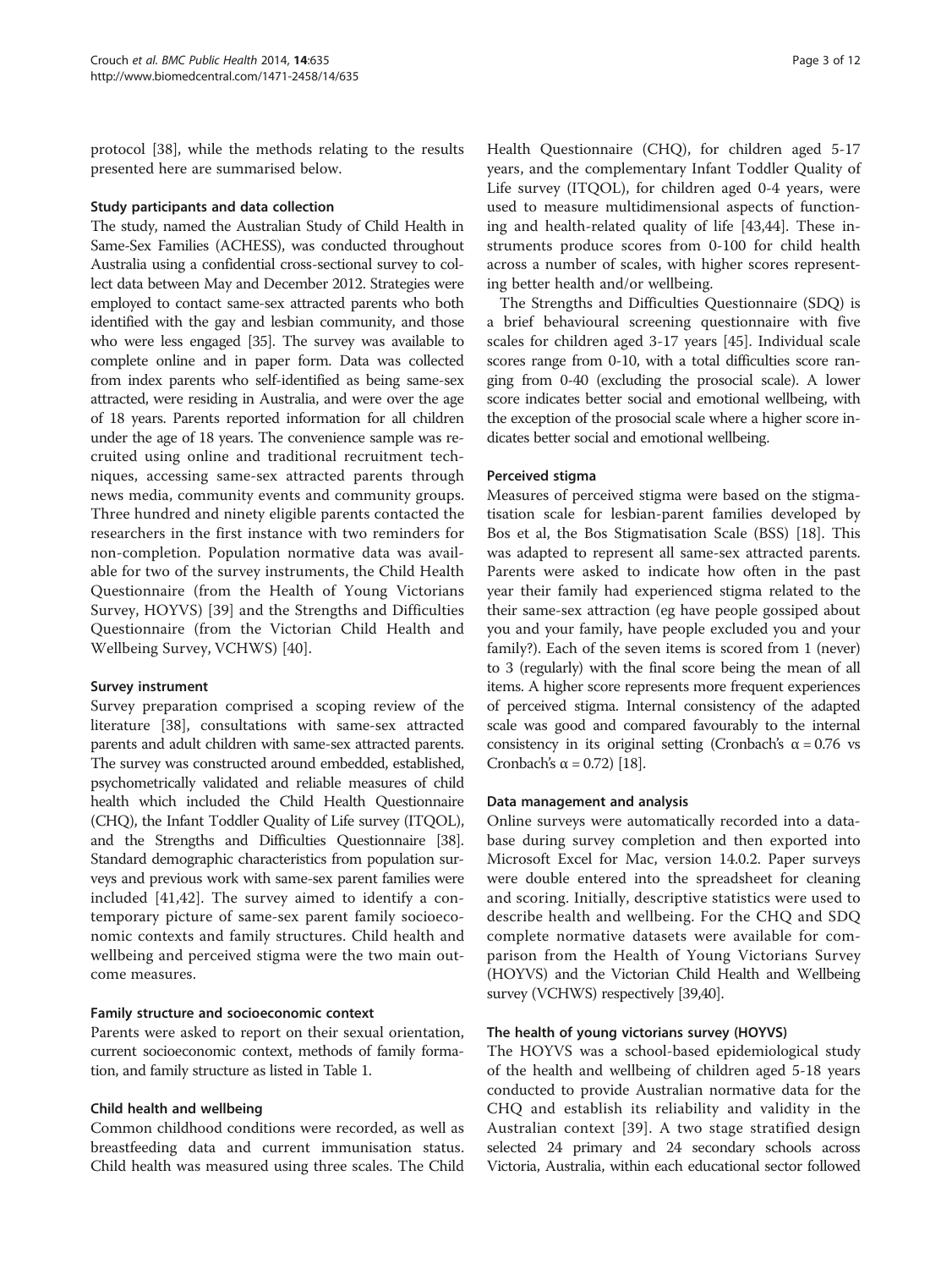protocol [38], while the methods relating to the results presented here are summarised below.

### Study participants and data collection

The study, named the Australian Study of Child Health in Same-Sex Families (ACHESS), was conducted throughout Australia using a confidential cross-sectional survey to collect data between May and December 2012. Strategies were employed to contact same-sex attracted parents who both identified with the gay and lesbian community, and those who were less engaged [35]. The survey was available to complete online and in paper form. Data was collected from index parents who self-identified as being same-sex attracted, were residing in Australia, and were over the age of 18 years. Parents reported information for all children under the age of 18 years. The convenience sample was recruited using online and traditional recruitment techniques, accessing same-sex attracted parents through news media, community events and community groups. Three hundred and ninety eligible parents contacted the researchers in the first instance with two reminders for non-completion. Population normative data was available for two of the survey instruments, the Child Health Questionnaire (from the Health of Young Victorians Survey, HOYVS) [39] and the Strengths and Difficulties Questionnaire (from the Victorian Child Health and Wellbeing Survey, VCHWS) [40].

### Survey instrument

Survey preparation comprised a scoping review of the literature [38], consultations with same-sex attracted parents and adult children with same-sex attracted parents. The survey was constructed around embedded, established, psychometrically validated and reliable measures of child health which included the Child Health Questionnaire (CHQ), the Infant Toddler Quality of Life survey (ITQOL), and the Strengths and Difficulties Questionnaire [38]. Standard demographic characteristics from population surveys and previous work with same-sex parent families were included [41,42]. The survey aimed to identify a contemporary picture of same-sex parent family socioeconomic contexts and family structures. Child health and wellbeing and perceived stigma were the two main outcome measures.

### Family structure and socioeconomic context

Parents were asked to report on their sexual orientation, current socioeconomic context, methods of family formation, and family structure as listed in Table 1.

### Child health and wellbeing

Common childhood conditions were recorded, as well as breastfeeding data and current immunisation status. Child health was measured using three scales. The Child Health Questionnaire (CHQ), for children aged 5-17 years, and the complementary Infant Toddler Quality of Life survey (ITQOL), for children aged 0-4 years, were used to measure multidimensional aspects of functioning and health-related quality of life [43,44]. These instruments produce scores from 0-100 for child health across a number of scales, with higher scores representing better health and/or wellbeing.

The Strengths and Difficulties Questionnaire (SDQ) is a brief behavioural screening questionnaire with five scales for children aged 3-17 years [45]. Individual scale scores range from 0-10, with a total difficulties score ranging from 0-40 (excluding the prosocial scale). A lower score indicates better social and emotional wellbeing, with the exception of the prosocial scale where a higher score indicates better social and emotional wellbeing.

### Perceived stigma

Measures of perceived stigma were based on the stigmatisation scale for lesbian-parent families developed by Bos et al, the Bos Stigmatisation Scale (BSS) [18]. This was adapted to represent all same-sex attracted parents. Parents were asked to indicate how often in the past year their family had experienced stigma related to the their same-sex attraction (eg have people gossiped about you and your family, have people excluded you and your family?). Each of the seven items is scored from 1 (never) to 3 (regularly) with the final score being the mean of all items. A higher score represents more frequent experiences of perceived stigma. Internal consistency of the adapted scale was good and compared favourably to the internal consistency in its original setting (Cronbach's $\alpha = 0.76$ vs Cronbach's $\alpha = 0.72$) [18].

### Data management and analysis

Online surveys were automatically recorded into a database during survey completion and then exported into Microsoft Excel for Mac, version 14.0.2. Paper surveys were double entered into the spreadsheet for cleaning and scoring. Initially, descriptive statistics were used to describe health and wellbeing. For the CHQ and SDQ complete normative datasets were available for comparison from the Health of Young Victorians Survey (HOYVS) and the Victorian Child Health and Wellbeing survey (VCHWS) respectively [39,40].

### The health of young victorians survey (HOYVS)

The HOYVS was a school-based epidemiological study of the health and wellbeing of children aged 5-18 years conducted to provide Australian normative data for the CHQ and establish its reliability and validity in the Australian context [39]. A two stage stratified design selected 24 primary and 24 secondary schools across Victoria, Australia, within each educational sector followed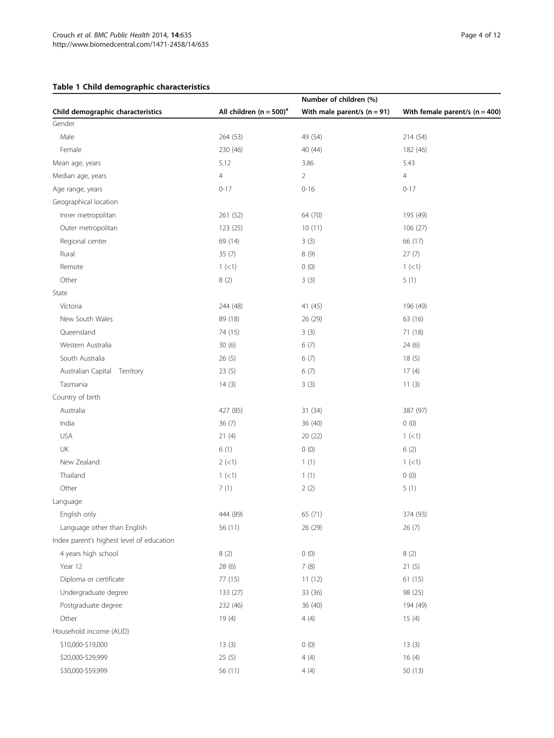### Table 1 Child demographic characteristics

| Child demographic characteristics | Number of children (%) | | |
|---|---|---|---|
| | All children (n = 500)[a] | With male parent/s (n = 91) | With female parent/s (n = 400) |
| Gender | | | |
| Male | 264 (53) | 49 (54) | 214 (54) |
| Female | 230 (46) | 40 (44) | 182 (46) |
| Mean age, years | 5.12 | 3.86 | 5.43 |
| Median age, years | 4 | 2 | 4 |
| Age range, years | 0-17 | 0-16 | 0-17 |
| Geographical location | | | |
| Inner metropolitan | 261 (52) | 64 (70) | 195 (49) |
| Outer metropolitan | 123 (25) | 10 (11) | 106 (27) |
| Regional center | 69 (14) | 3 (3) | 66 (17) |
| Rural | 35 (7) | 8 (9) | 27 (7) |
| Remote | 1 (<1) | 0 (0) | 1 (<1) |
| Other | 8 (2) | 3 (3) | 5 (1) |
| State | | | |
| Victoria | 244 (48) | 41 (45) | 196 (49) |
| New South Wales | 89 (18) | 26 (29) | 63 (16) |
| Queensland | 74 (15) | 3 (3) | 71 (18) |
| Western Australia | 30 (6) | 6 (7) | 24 (6) |
| South Australia | 26 (5) | 6 (7) | 18 (5) |
| Australian Capital Territory | 23 (5) | 6 (7) | 17 (4) |
| Tasmania | 14 (3) | 3 (3) | 11 (3) |
| Country of birth | | | |
| Australia | 427 (85) | 31 (34) | 387 (97) |
| India | 36 (7) | 36 (40) | 0 (0) |
| USA | 21 (4) | 20 (22) | 1 (<1) |
| UK | 6 (1) | 0 (0) | 6 (2) |
| New Zealand | 2 (<1) | 1 (1) | 1 (<1) |
| Thailand | 1 (<1) | 1 (1) | 0 (0) |
| Other | 7 (1) | 2 (2) | 5 (1) |
| Language | | | |
| English only | 444 (89) | 65 (71) | 374 (93) |
| Language other than English | 56 (11) | 26 (29) | 26 (7) |
| Index parent's highest level of education | | | |
| 4 years high school | 8 (2) | 0 (0) | 8 (2) |
| Year 12 | 28 (6) | 7 (8) | 21 (5) |
| Diploma or certificate | 77 (15) | 11 (12) | 61 (15) |
| Undergraduate degree | 133 (27) | 33 (36) | 98 (25) |
| Postgraduate degree | 232 (46) | 36 (40) | 194 (49) |
| Other | 19 (4) | 4 (4) | 15 (4) |
| Household income (AUD) | | | |
| $10,000-$19,000 | 13 (3) | 0 (0) | 13 (3) |
| $20,000-$29,999 | 25 (5) | 4 (4) | 16 (4) |
| $30,000-$59,999 | 56 (11) | 4 (4) | 50 (13) |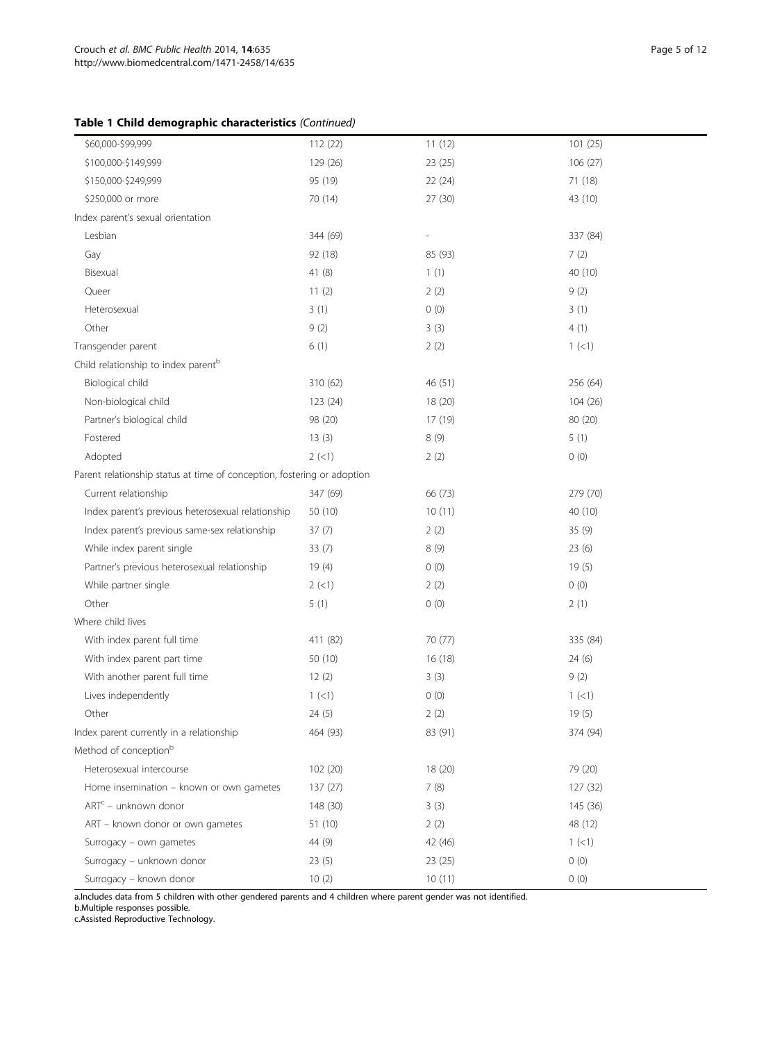**Table 1 Child demographic characteristics** *(Continued)*

| | | | |
|---|---|---|---|
| $60,000-$99,999 | 112 (22) | 11 (12) | 101 (25) |
| $100,000-$149,999 | 129 (26) | 23 (25) | 106 (27) |
| $150,000-$249,999 | 95 (19) | 22 (24) | 71 (18) |
| $250,000 or more | 70 (14) | 27 (30) | 43 (10) |
| Index parent's sexual orientation | | | |
| Lesbian | 344 (69) | - | 337 (84) |
| Gay | 92 (18) | 85 (93) | 7 (2) |
| Bisexual | 41 (8) | 1 (1) | 40 (10) |
| Queer | 11 (2) | 2 (2) | 9 (2) |
| Heterosexual | 3 (1) | 0 (0) | 3 (1) |
| Other | 9 (2) | 3 (3) | 4 (1) |
| Transgender parent | 6 (1) | 2 (2) | 1 (<1) |
| Child relationship to index parent[b] | | | |
| Biological child | 310 (62) | 46 (51) | 256 (64) |
| Non-biological child | 123 (24) | 18 (20) | 104 (26) |
| Partner's biological child | 98 (20) | 17 (19) | 80 (20) |
| Fostered | 13 (3) | 8 (9) | 5 (1) |
| Adopted | 2 (<1) | 2 (2) | 0 (0) |
| Parent relationship status at time of conception, fostering or adoption | | | |
| Current relationship | 347 (69) | 66 (73) | 279 (70) |
| Index parent's previous heterosexual relationship | 50 (10) | 10 (11) | 40 (10) |
| Index parent's previous same-sex relationship | 37 (7) | 2 (2) | 35 (9) |
| While index parent single | 33 (7) | 8 (9) | 23 (6) |
| Partner's previous heterosexual relationship | 19 (4) | 0 (0) | 19 (5) |
| While partner single | 2 (<1) | 2 (2) | 0 (0) |
| Other | 5 (1) | 0 (0) | 2 (1) |
| Where child lives | | | |
| With index parent full time | 411 (82) | 70 (77) | 335 (84) |
| With index parent part time | 50 (10) | 16 (18) | 24 (6) |
| With another parent full time | 12 (2) | 3 (3) | 9 (2) |
| Lives independently | 1 (<1) | 0 (0) | 1 (<1) |
| Other | 24 (5) | 2 (2) | 19 (5) |
| Index parent currently in a relationship | 464 (93) | 83 (91) | 374 (94) |
| Method of conception[b] | | | |
| Heterosexual intercourse | 102 (20) | 18 (20) | 79 (20) |
| Home insemination – known or own gametes | 137 (27) | 7 (8) | 127 (32) |
| ART[c] – unknown donor | 148 (30) | 3 (3) | 145 (36) |
| ART – known donor or own gametes | 51 (10) | 2 (2) | 48 (12) |
| Surrogacy – own gametes | 44 (9) | 42 (46) | 1 (<1) |
| Surrogacy – unknown donor | 23 (5) | 23 (25) | 0 (0) |
| Surrogacy – known donor | 10 (2) | 10 (11) | 0 (0) |

a.Includes data from 5 children with other gendered parents and 4 children where parent gender was not identified.
b.Multiple responses possible.
c.Assisted Reproductive Technology.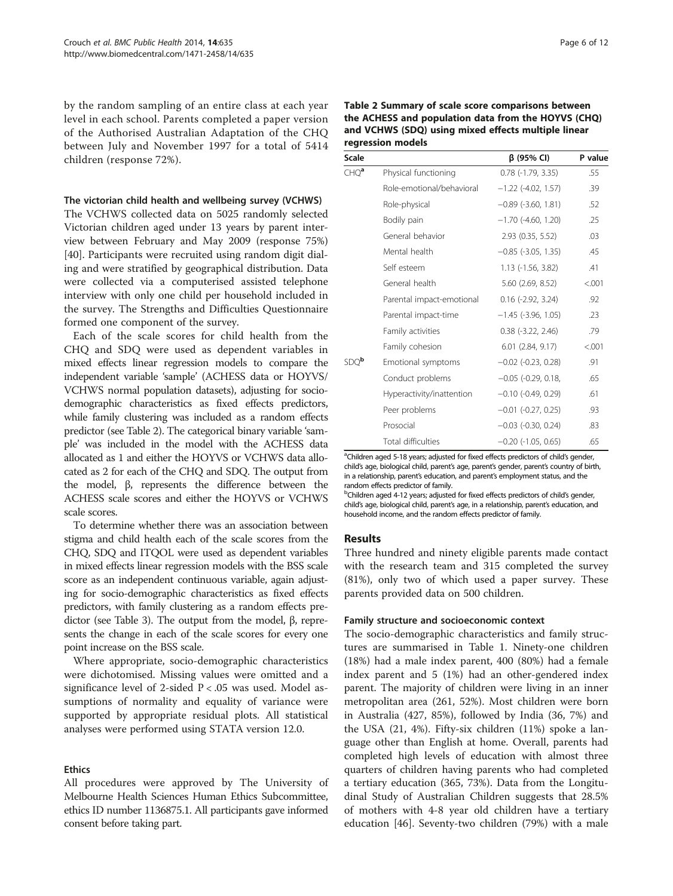by the random sampling of an entire class at each year level in each school. Parents completed a paper version of the Authorised Australian Adaptation of the CHQ between July and November 1997 for a total of 5414 children (response 72%).

### The victorian child health and wellbeing survey (VCHWS)

The VCHWS collected data on 5025 randomly selected Victorian children aged under 13 years by parent interview between February and May 2009 (response 75%) [40]. Participants were recruited using random digit dialing and were stratified by geographical distribution. Data were collected via a computerised assisted telephone interview with only one child per household included in the survey. The Strengths and Difficulties Questionnaire formed one component of the survey.

Each of the scale scores for child health from the CHQ and SDQ were used as dependent variables in mixed effects linear regression models to compare the independent variable 'sample' (ACHESS data or HOYVS/VCHWS normal population datasets), adjusting for socio-demographic characteristics as fixed effects predictors, while family clustering was included as a random effects predictor (see Table 2). The categorical binary variable 'sample' was included in the model with the ACHESS data allocated as 1 and either the HOYVS or VCHWS data allocated as 2 for each of the CHQ and SDQ. The output from the model, β, represents the difference between the ACHESS scale scores and either the HOYVS or VCHWS scale scores.

To determine whether there was an association between stigma and child health each of the scale scores from the CHQ, SDQ and ITQOL were used as dependent variables in mixed effects linear regression models with the BSS scale score as an independent continuous variable, again adjusting for socio-demographic characteristics as fixed effects predictors, with family clustering as a random effects predictor (see Table 3). The output from the model, β, represents the change in each of the scale scores for every one point increase on the BSS scale.

Where appropriate, socio-demographic characteristics were dichotomised. Missing values were omitted and a significance level of 2-sided $P < .05$ was used. Model assumptions of normality and equality of variance were supported by appropriate residual plots. All statistical analyses were performed using STATA version 12.0.

### Ethics

All procedures were approved by The University of Melbourne Health Sciences Human Ethics Subcommittee, ethics ID number 1136875.1. All participants gave informed consent before taking part.

**Table 2 Summary of scale score comparisons between the ACHESS and population data from the HOYVS (CHQ) and VCHWS (SDQ) using mixed effects multiple linear regression models**

| Scale | | β (95% CI) | P value |
|---|---|---|---|
| CHQ[a] | Physical functioning | 0.78 (-1.79, 3.35) | .55 |
| | Role-emotional/behavioral | −1.22 (-4.02, 1.57) | .39 |
| | Role-physical | −0.89 (-3.60, 1.81) | .52 |
| | Bodily pain | −1.70 (-4.60, 1.20) | .25 |
| | General behavior | 2.93 (0.35, 5.52) | .03 |
| | Mental health | −0.85 (-3.05, 1.35) | .45 |
| | Self esteem | 1.13 (-1.56, 3.82) | .41 |
| | General health | 5.60 (2.69, 8.52) | <.001 |
| | Parental impact-emotional | 0.16 (-2.92, 3.24) | .92 |
| | Parental impact-time | −1.45 (-3.96, 1.05) | .23 |
| | Family activities | 0.38 (-3.22, 2.46) | .79 |
| | Family cohesion | 6.01 (2.84, 9.17) | <.001 |
| SDQ[b] | Emotional symptoms | −0.02 (-0.23, 0.28) | .91 |
| | Conduct problems | −0.05 (-0.29, 0.18, | .65 |
| | Hyperactivity/inattention | −0.10 (-0.49, 0.29) | .61 |
| | Peer problems | −0.01 (-0.27, 0.25) | .93 |
| | Prosocial | −0.03 (-0.30, 0.24) | .83 |
| | Total difficulties | −0.20 (-1.05, 0.65) | .65 |

[a]Children aged 5-18 years; adjusted for fixed effects predictors of child's gender, child's age, biological child, parent's age, parent's gender, parent's country of birth, in a relationship, parent's education, and parent's employment status, and the random effects predictor of family.
[b]Children aged 4-12 years; adjusted for fixed effects predictors of child's gender, child's age, biological child, parent's age, in a relationship, parent's education, and household income, and the random effects predictor of family.

## Results

Three hundred and ninety eligible parents made contact with the research team and 315 completed the survey (81%), only two of which used a paper survey. These parents provided data on 500 children.

### Family structure and socioeconomic context

The socio-demographic characteristics and family structures are summarised in Table 1. Ninety-one children (18%) had a male index parent, 400 (80%) had a female index parent and 5 (1%) had an other-gendered index parent. The majority of children were living in an inner metropolitan area (261, 52%). Most children were born in Australia (427, 85%), followed by India (36, 7%) and the USA (21, 4%). Fifty-six children (11%) spoke a language other than English at home. Overall, parents had completed high levels of education with almost three quarters of children having parents who had completed a tertiary education (365, 73%). Data from the Longitudinal Study of Australian Children suggests that 28.5% of mothers with 4-8 year old children have a tertiary education [46]. Seventy-two children (79%) with a male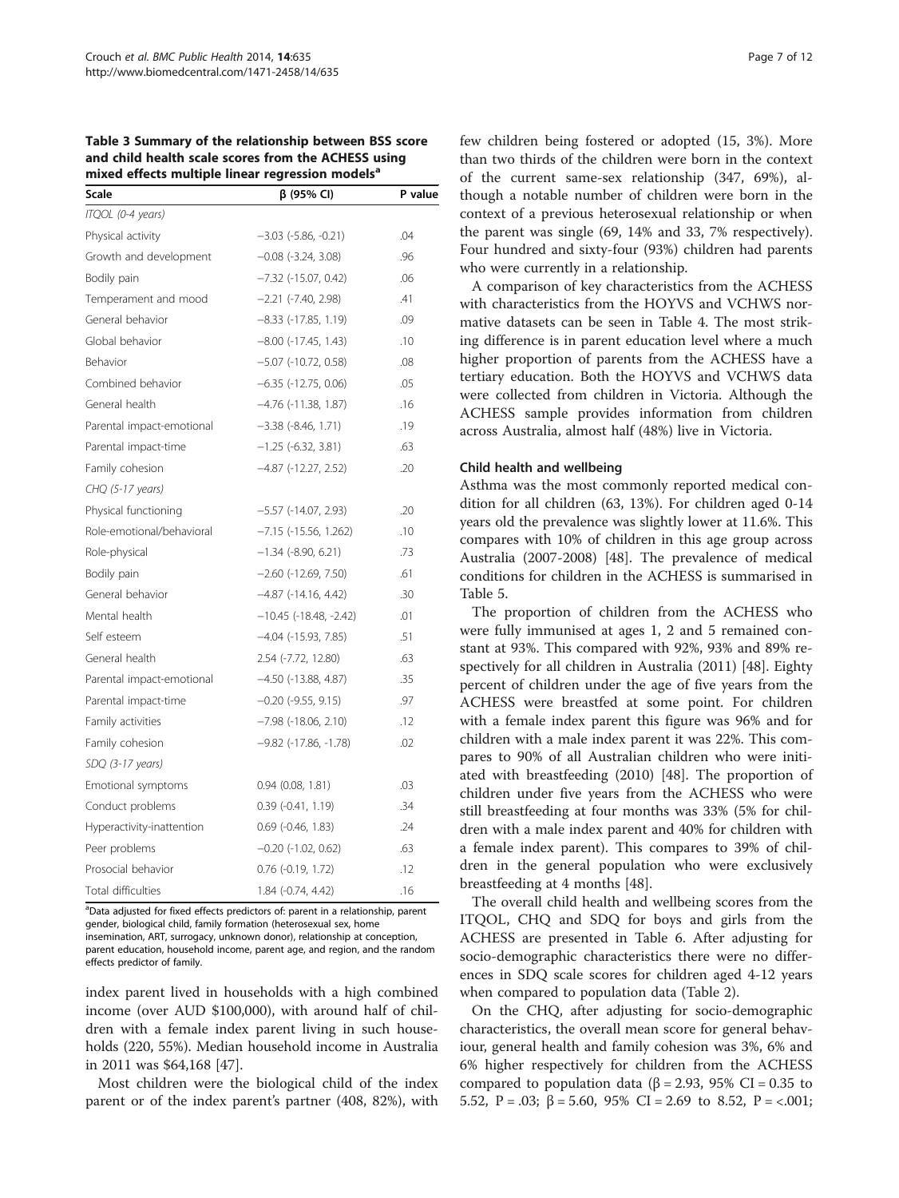**Table 3 Summary of the relationship between BSS score and child health scale scores from the ACHESS using mixed effects multiple linear regression models[a]**

| Scale | β (95% CI) | P value |
|---|---|---|
| *ITQOL (0-4 years)* | | |
| Physical activity | −3.03 (-5.86, -0.21) | .04 |
| Growth and development | −0.08 (-3.24, 3.08) | .96 |
| Bodily pain | −7.32 (-15.07, 0.42) | .06 |
| Temperament and mood | −2.21 (-7.40, 2.98) | .41 |
| General behavior | −8.33 (-17.85, 1.19) | .09 |
| Global behavior | −8.00 (-17.45, 1.43) | .10 |
| Behavior | −5.07 (-10.72, 0.58) | .08 |
| Combined behavior | −6.35 (-12.75, 0.06) | .05 |
| General health | −4.76 (-11.38, 1.87) | .16 |
| Parental impact-emotional | −3.38 (-8.46, 1.71) | .19 |
| Parental impact-time | −1.25 (-6.32, 3.81) | .63 |
| Family cohesion | −4.87 (-12.27, 2.52) | .20 |
| *CHQ (5-17 years)* | | |
| Physical functioning | −5.57 (-14.07, 2.93) | .20 |
| Role-emotional/behavioral | −7.15 (-15.56, 1.262) | .10 |
| Role-physical | −1.34 (-8.90, 6.21) | .73 |
| Bodily pain | −2.60 (-12.69, 7.50) | .61 |
| General behavior | −4.87 (-14.16, 4.42) | .30 |
| Mental health | −10.45 (-18.48, -2.42) | .01 |
| Self esteem | −4.04 (-15.93, 7.85) | .51 |
| General health | 2.54 (-7.72, 12.80) | .63 |
| Parental impact-emotional | −4.50 (-13.88, 4.87) | .35 |
| Parental impact-time | −0.20 (-9.55, 9.15) | .97 |
| Family activities | −7.98 (-18.06, 2.10) | .12 |
| Family cohesion | −9.82 (-17.86, -1.78) | .02 |
| *SDQ (3-17 years)* | | |
| Emotional symptoms | 0.94 (0.08, 1.81) | .03 |
| Conduct problems | 0.39 (-0.41, 1.19) | .34 |
| Hyperactivity-inattention | 0.69 (-0.46, 1.83) | .24 |
| Peer problems | −0.20 (-1.02, 0.62) | .63 |
| Prosocial behavior | 0.76 (-0.19, 1.72) | .12 |
| Total difficulties | 1.84 (-0.74, 4.42) | .16 |

[a]Data adjusted for fixed effects predictors of: parent in a relationship, parent gender, biological child, family formation (heterosexual sex, home insemination, ART, surrogacy, unknown donor), relationship at conception, parent education, household income, parent age, and region, and the random effects predictor of family.

index parent lived in households with a high combined income (over AUD $100,000), with around half of children with a female index parent living in such households (220, 55%). Median household income in Australia in 2011 was $64,168 [47].

Most children were the biological child of the index parent or of the index parent's partner (408, 82%), with few children being fostered or adopted (15, 3%). More than two thirds of the children were born in the context of the current same-sex relationship (347, 69%), although a notable number of children were born in the context of a previous heterosexual relationship or when the parent was single (69, 14% and 33, 7% respectively). Four hundred and sixty-four (93%) children had parents who were currently in a relationship.

A comparison of key characteristics from the ACHESS with characteristics from the HOYVS and VCHWS normative datasets can be seen in Table 4. The most striking difference is in parent education level where a much higher proportion of parents from the ACHESS have a tertiary education. Both the HOYVS and VCHWS data were collected from children in Victoria. Although the ACHESS sample provides information from children across Australia, almost half (48%) live in Victoria.

### Child health and wellbeing

Asthma was the most commonly reported medical condition for all children (63, 13%). For children aged 0-14 years old the prevalence was slightly lower at 11.6%. This compares with 10% of children in this age group across Australia (2007-2008) [48]. The prevalence of medical conditions for children in the ACHESS is summarised in Table 5.

The proportion of children from the ACHESS who were fully immunised at ages 1, 2 and 5 remained constant at 93%. This compared with 92%, 93% and 89% respectively for all children in Australia (2011) [48]. Eighty percent of children under the age of five years from the ACHESS were breastfed at some point. For children with a female index parent this figure was 96% and for children with a male index parent it was 22%. This compares to 90% of all Australian children who were initiated with breastfeeding (2010) [48]. The proportion of children under five years from the ACHESS who were still breastfeeding at four months was 33% (5% for children with a male index parent and 40% for children with a female index parent). This compares to 39% of children in the general population who were exclusively breastfeeding at 4 months [48].

The overall child health and wellbeing scores from the ITQOL, CHQ and SDQ for boys and girls from the ACHESS are presented in Table 6. After adjusting for socio-demographic characteristics there were no differences in SDQ scale scores for children aged 4-12 years when compared to population data (Table 2).

On the CHQ, after adjusting for socio-demographic characteristics, the overall mean score for general behaviour, general health and family cohesion was 3%, 6% and 6% higher respectively for children from the ACHESS compared to population data ($\beta = 2.93$, 95% CI = 0.35 to 5.52, $P = .03$; $\beta = 5.60$, 95% CI = 2.69 to 8.52, $P = <.001$;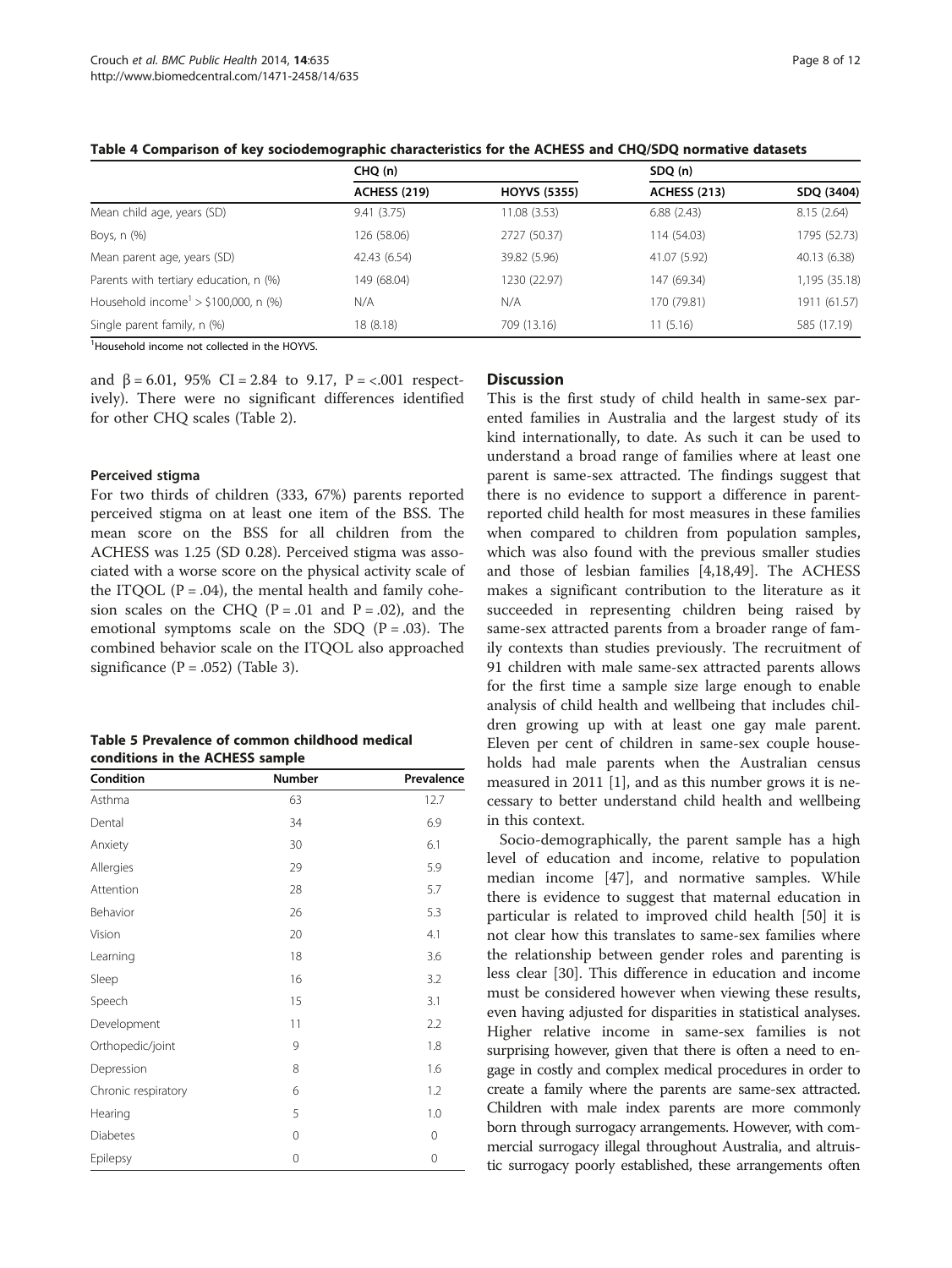**Table 4 Comparison of key sociodemographic characteristics for the ACHESS and CHQ/SDQ normative datasets**

| | CHQ (n) | | SDQ (n) | |
|---|---|---|---|---|
| | ACHESS (219) | HOYVS (5355) | ACHESS (213) | SDQ (3404) |
| Mean child age, years (SD) | 9.41 (3.75) | 11.08 (3.53) | 6.88 (2.43) | 8.15 (2.64) |
| Boys, n (%) | 126 (58.06) | 2727 (50.37) | 114 (54.03) | 1795 (52.73) |
| Mean parent age, years (SD) | 42.43 (6.54) | 39.82 (5.96) | 41.07 (5.92) | 40.13 (6.38) |
| Parents with tertiary education, n (%) | 149 (68.04) | 1230 (22.97) | 147 (69.34) | 1,195 (35.18) |
| Household income[1] > $100,000, n (%) | N/A | N/A | 170 (79.81) | 1911 (61.57) |
| Single parent family, n (%) | 18 (8.18) | 709 (13.16) | 11 (5.16) | 585 (17.19) |

[1]Household income not collected in the HOYVS.

and β = 6.01, 95% CI = 2.84 to 9.17, P = <.001 respectively). There were no significant differences identified for other CHQ scales (Table 2).

### Perceived stigma

For two thirds of children (333, 67%) parents reported perceived stigma on at least one item of the BSS. The mean score on the BSS for all children from the ACHESS was 1.25 (SD 0.28). Perceived stigma was associated with a worse score on the physical activity scale of the ITQOL (P = .04), the mental health and family cohesion scales on the CHQ (P = .01 and P = .02), and the emotional symptoms scale on the SDQ (P = .03). The combined behavior scale on the ITQOL also approached significance (P = .052) (Table 3).

**Table 5 Prevalence of common childhood medical conditions in the ACHESS sample**

| Condition | Number | Prevalence |
|---|---|---|
| Asthma | 63 | 12.7 |
| Dental | 34 | 6.9 |
| Anxiety | 30 | 6.1 |
| Allergies | 29 | 5.9 |
| Attention | 28 | 5.7 |
| Behavior | 26 | 5.3 |
| Vision | 20 | 4.1 |
| Learning | 18 | 3.6 |
| Sleep | 16 | 3.2 |
| Speech | 15 | 3.1 |
| Development | 11 | 2.2 |
| Orthopedic/joint | 9 | 1.8 |
| Depression | 8 | 1.6 |
| Chronic respiratory | 6 | 1.2 |
| Hearing | 5 | 1.0 |
| Diabetes | 0 | 0 |
| Epilepsy | 0 | 0 |

## Discussion

This is the first study of child health in same-sex parented families in Australia and the largest study of its kind internationally, to date. As such it can be used to understand a broad range of families where at least one parent is same-sex attracted. The findings suggest that there is no evidence to support a difference in parent-reported child health for most measures in these families when compared to children from population samples, which was also found with the previous smaller studies and those of lesbian families [4,18,49]. The ACHESS makes a significant contribution to the literature as it succeeded in representing children being raised by same-sex attracted parents from a broader range of family contexts than studies previously. The recruitment of 91 children with male same-sex attracted parents allows for the first time a sample size large enough to enable analysis of child health and wellbeing that includes children growing up with at least one gay male parent. Eleven per cent of children in same-sex couple households had male parents when the Australian census measured in 2011 [1], and as this number grows it is necessary to better understand child health and wellbeing in this context.

Socio-demographically, the parent sample has a high level of education and income, relative to population median income [47], and normative samples. While there is evidence to suggest that maternal education in particular is related to improved child health [50] it is not clear how this translates to same-sex families where the relationship between gender roles and parenting is less clear [30]. This difference in education and income must be considered however when viewing these results, even having adjusted for disparities in statistical analyses. Higher relative income in same-sex families is not surprising however, given that there is often a need to engage in costly and complex medical procedures in order to create a family where the parents are same-sex attracted. Children with male index parents are more commonly born through surrogacy arrangements. However, with commercial surrogacy illegal throughout Australia, and altruistic surrogacy poorly established, these arrangements often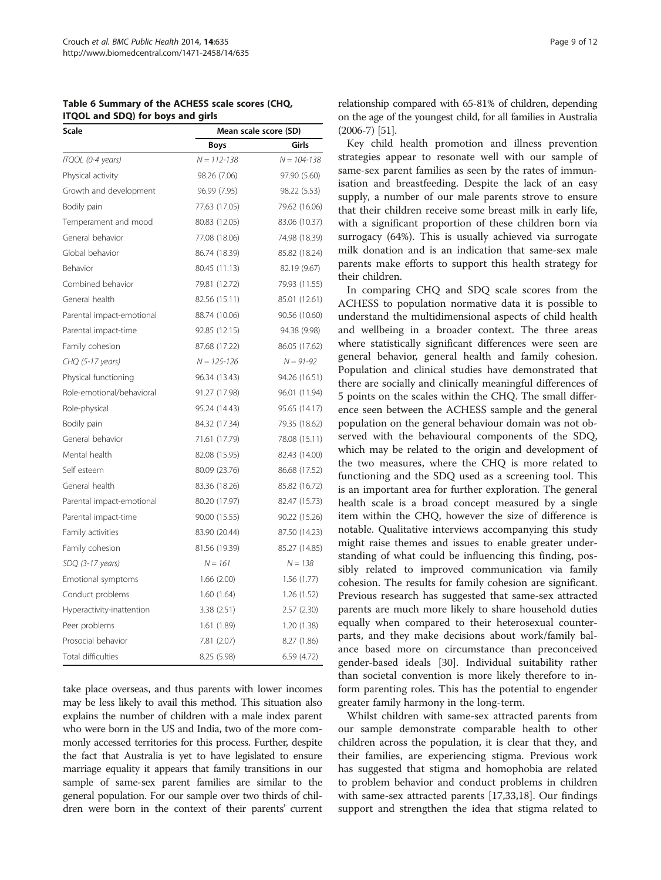**Table 6 Summary of the ACHESS scale scores (CHQ, ITQOL and SDQ) for boys and girls**

| Scale | Mean scale score (SD) | |
|---|---|---|
| | Boys | Girls |
| *ITQOL (0-4 years)* | *N = 112-138* | *N = 104-138* |
| Physical activity | 98.26 (7.06) | 97.90 (5.60) |
| Growth and development | 96.99 (7.95) | 98.22 (5.53) |
| Bodily pain | 77.63 (17.05) | 79.62 (16.06) |
| Temperament and mood | 80.83 (12.05) | 83.06 (10.37) |
| General behavior | 77.08 (18.06) | 74.98 (18.39) |
| Global behavior | 86.74 (18.39) | 85.82 (18.24) |
| Behavior | 80.45 (11.13) | 82.19 (9.67) |
| Combined behavior | 79.81 (12.72) | 79.93 (11.55) |
| General health | 82.56 (15.11) | 85.01 (12.61) |
| Parental impact-emotional | 88.74 (10.06) | 90.56 (10.60) |
| Parental impact-time | 92.85 (12.15) | 94.38 (9.98) |
| Family cohesion | 87.68 (17.22) | 86.05 (17.62) |
| *CHQ (5-17 years)* | *N = 125-126* | *N = 91-92* |
| Physical functioning | 96.34 (13.43) | 94.26 (16.51) |
| Role-emotional/behavioral | 91.27 (17.98) | 96.01 (11.94) |
| Role-physical | 95.24 (14.43) | 95.65 (14.17) |
| Bodily pain | 84.32 (17.34) | 79.35 (18.62) |
| General behavior | 71.61 (17.79) | 78.08 (15.11) |
| Mental health | 82.08 (15.95) | 82.43 (14.00) |
| Self esteem | 80.09 (23.76) | 86.68 (17.52) |
| General health | 83.36 (18.26) | 85.82 (16.72) |
| Parental impact-emotional | 80.20 (17.97) | 82.47 (15.73) |
| Parental impact-time | 90.00 (15.55) | 90.22 (15.26) |
| Family activities | 83.90 (20.44) | 87.50 (14.23) |
| Family cohesion | 81.56 (19.39) | 85.27 (14.85) |
| *SDQ (3-17 years)* | *N = 161* | *N = 138* |
| Emotional symptoms | 1.66 (2.00) | 1.56 (1.77) |
| Conduct problems | 1.60 (1.64) | 1.26 (1.52) |
| Hyperactivity-inattention | 3.38 (2.51) | 2.57 (2.30) |
| Peer problems | 1.61 (1.89) | 1.20 (1.38) |
| Prosocial behavior | 7.81 (2.07) | 8.27 (1.86) |
| Total difficulties | 8.25 (5.98) | 6.59 (4.72) |

take place overseas, and thus parents with lower incomes may be less likely to avail this method. This situation also explains the number of children with a male index parent who were born in the US and India, two of the more commonly accessed territories for this process. Further, despite the fact that Australia is yet to have legislated to ensure marriage equality it appears that family transitions in our sample of same-sex parent families are similar to the general population. For our sample over two thirds of children were born in the context of their parents' current relationship compared with 65-81% of children, depending on the age of the youngest child, for all families in Australia (2006-7) [51].

Key child health promotion and illness prevention strategies appear to resonate well with our sample of same-sex parent families as seen by the rates of immunisation and breastfeeding. Despite the lack of an easy supply, a number of our male parents strove to ensure that their children receive some breast milk in early life, with a significant proportion of these children born via surrogacy (64%). This is usually achieved via surrogate milk donation and is an indication that same-sex male parents make efforts to support this health strategy for their children.

In comparing CHQ and SDQ scale scores from the ACHESS to population normative data it is possible to understand the multidimensional aspects of child health and wellbeing in a broader context. The three areas where statistically significant differences were seen are general behavior, general health and family cohesion. Population and clinical studies have demonstrated that there are socially and clinically meaningful differences of 5 points on the scales within the CHQ. The small difference seen between the ACHESS sample and the general population on the general behaviour domain was not observed with the behavioural components of the SDQ, which may be related to the origin and development of the two measures, where the CHQ is more related to functioning and the SDQ used as a screening tool. This is an important area for further exploration. The general health scale is a broad concept measured by a single item within the CHQ, however the size of difference is notable. Qualitative interviews accompanying this study might raise themes and issues to enable greater understanding of what could be influencing this finding, possibly related to improved communication via family cohesion. The results for family cohesion are significant. Previous research has suggested that same-sex attracted parents are much more likely to share household duties equally when compared to their heterosexual counterparts, and they make decisions about work/family balance based more on circumstance than preconceived gender-based ideals [30]. Individual suitability rather than societal convention is more likely therefore to inform parenting roles. This has the potential to engender greater family harmony in the long-term.

Whilst children with same-sex attracted parents from our sample demonstrate comparable health to other children across the population, it is clear that they, and their families, are experiencing stigma. Previous work has suggested that stigma and homophobia are related to problem behavior and conduct problems in children with same-sex attracted parents [17,33,18]. Our findings support and strengthen the idea that stigma related to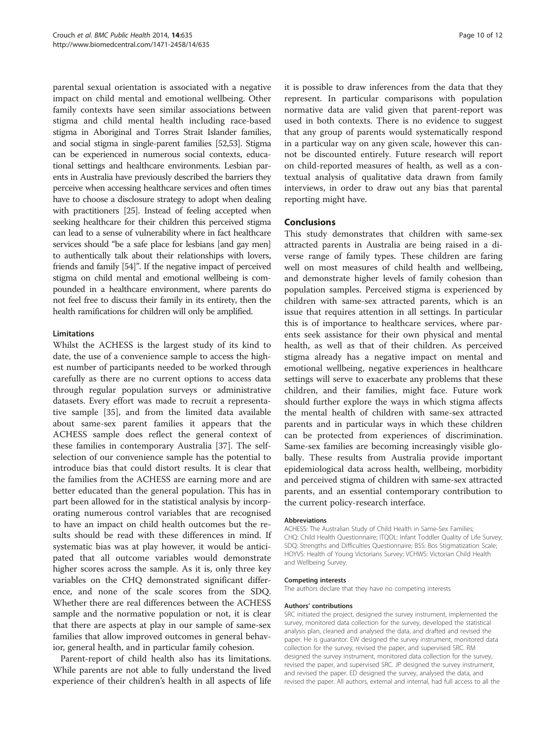parental sexual orientation is associated with a negative impact on child mental and emotional wellbeing. Other family contexts have seen similar associations between stigma and child mental health including race-based stigma in Aboriginal and Torres Strait Islander families, and social stigma in single-parent families [52,53]. Stigma can be experienced in numerous social contexts, educational settings and healthcare environments. Lesbian parents in Australia have previously described the barriers they perceive when accessing healthcare services and often times have to choose a disclosure strategy to adopt when dealing with practitioners [25]. Instead of feeling accepted when seeking healthcare for their children this perceived stigma can lead to a sense of vulnerability where in fact healthcare services should "be a safe place for lesbians [and gay men] to authentically talk about their relationships with lovers, friends and family [54]". If the negative impact of perceived stigma on child mental and emotional wellbeing is compounded in a healthcare environment, where parents do not feel free to discuss their family in its entirety, then the health ramifications for children will only be amplified.

### Limitations

Whilst the ACHESS is the largest study of its kind to date, the use of a convenience sample to access the highest number of participants needed to be worked through carefully as there are no current options to access data through regular population surveys or administrative datasets. Every effort was made to recruit a representative sample [35], and from the limited data available about same-sex parent families it appears that the ACHESS sample does reflect the general context of these families in contemporary Australia [37]. The self-selection of our convenience sample has the potential to introduce bias that could distort results. It is clear that the families from the ACHESS are earning more and are better educated than the general population. This has in part been allowed for in the statistical analysis by incorporating numerous control variables that are recognised to have an impact on child health outcomes but the results should be read with these differences in mind. If systematic bias was at play however, it would be anticipated that all outcome variables would demonstrate higher scores across the sample. As it is, only three key variables on the CHQ demonstrated significant difference, and none of the scale scores from the SDQ. Whether there are real differences between the ACHESS sample and the normative population or not, it is clear that there are aspects at play in our sample of same-sex families that allow improved outcomes in general behavior, general health, and in particular family cohesion.

Parent-report of child health also has its limitations. While parents are not able to fully understand the lived experience of their children's health in all aspects of life it is possible to draw inferences from the data that they represent. In particular comparisons with population normative data are valid given that parent-report was used in both contexts. There is no evidence to suggest that any group of parents would systematically respond in a particular way on any given scale, however this cannot be discounted entirely. Future research will report on child-reported measures of health, as well as a contextual analysis of qualitative data drawn from family interviews, in order to draw out any bias that parental reporting might have.

## Conclusions

This study demonstrates that children with same-sex attracted parents in Australia are being raised in a diverse range of family types. These children are faring well on most measures of child health and wellbeing, and demonstrate higher levels of family cohesion than population samples. Perceived stigma is experienced by children with same-sex attracted parents, which is an issue that requires attention in all settings. In particular this is of importance to healthcare services, where parents seek assistance for their own physical and mental health, as well as that of their children. As perceived stigma already has a negative impact on mental and emotional wellbeing, negative experiences in healthcare settings will serve to exacerbate any problems that these children, and their families, might face. Future work should further explore the ways in which stigma affects the mental health of children with same-sex attracted parents and in particular ways in which these children can be protected from experiences of discrimination. Same-sex families are becoming increasingly visible globally. These results from Australia provide important epidemiological data across health, wellbeing, morbidity and perceived stigma of children with same-sex attracted parents, and an essential contemporary contribution to the current policy-research interface.

#### Abbreviations

ACHESS: The Australian Study of Child Health in Same-Sex Families; CHQ: Child Health Questionnaire; ITQOL: Infant Toddler Quality of Life Survey; SDQ: Strengths and Difficulties Questionnaire; BSS: Bos Stigmatization Scale; HOYVS: Health of Young Victorians Survey; VCHWS: Victorian Child Health and Wellbeing Survey.

#### Competing interests

The authors declare that they have no competing interests

#### Authors' contributions

SRC initiated the project, designed the survey instrument, implemented the survey, monitored data collection for the survey, developed the statistical analysis plan, cleaned and analysed the data, and drafted and revised the paper. He is guarantor. EW designed the survey instrument, monitored data collection for the survey, revised the paper, and supervised SRC. RM designed the survey instrument, monitored data collection for the survey, revised the paper, and supervised SRC. JP designed the survey instrument, and revised the paper. ED designed the survey, analysed the data, and revised the paper. All authors, external and internal, had full access to all the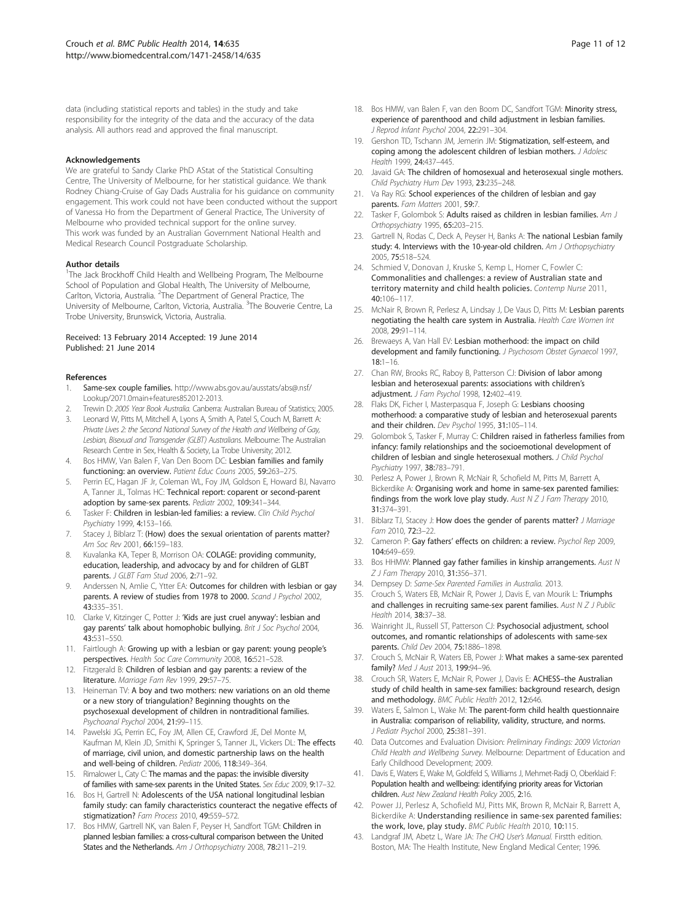data (including statistical reports and tables) in the study and take responsibility for the integrity of the data and the accuracy of the data analysis. All authors read and approved the final manuscript.

### Acknowledgements

We are grateful to Sandy Clarke PhD AStat of the Statistical Consulting Centre, The University of Melbourne, for her statistical guidance. We thank Rodney Chiang-Cruise of Gay Dads Australia for his guidance on community engagement. This work could not have been conducted without the support of Vanessa Ho from the Department of General Practice, The University of Melbourne who provided technical support for the online survey.
This work was funded by an Australian Government National Health and Medical Research Council Postgraduate Scholarship.

### Author details

[1]The Jack Brockhoff Child Health and Wellbeing Program, The Melbourne School of Population and Global Health, The University of Melbourne, Carlton, Victoria, Australia. [2]The Department of General Practice, The University of Melbourne, Carlton, Victoria, Australia. [3]The Bouverie Centre, La Trobe University, Brunswick, Victoria, Australia.

Received: 13 February 2014 Accepted: 19 June 2014
Published: 21 June 2014

### References

1. **Same-sex couple families.** http://www.abs.gov.au/ausstats/abs@.nsf/Lookup/2071.0main+features852012-2013.
2. Trewin D: *2005 Year Book Australia.* Canberra: Australian Bureau of Statistics; 2005.
3. Leonard W, Pitts M, Mitchell A, Lyons A, Smith A, Patel S, Couch M, Barrett A: *Private Lives 2: the Second National Survey of the Health and Wellbeing of Gay, Lesbian, Bisexual and Transgender (GLBT) Australians.* Melbourne: The Australian Research Centre in Sex, Health & Society, La Trobe University; 2012.
4. Bos HMW, Van Balen F, Van Den Boom DC: **Lesbian families and family functioning: an overview.** *Patient Educ Couns* 2005, **59:**263–275.
5. Perrin EC, Hagan JF Jr, Coleman WL, Foy JM, Goldson E, Howard BJ, Navarro A, Tanner JL, Tolmas HC: **Technical report: coparent or second-parent adoption by same-sex parents.** *Pediatr* 2002, **109:**341–344.
6. Tasker F: **Children in lesbian-led families: a review.** *Clin Child Psychol Psychiatry* 1999, **4:**153–166.
7. Stacey J, Biblarz T: **(How) does the sexual orientation of parents matter?** *Am Soc Rev* 2001, **66:**159–183.
8. Kuvalanka KA, Teper B, Morrison OA: **COLAGE: providing community, education, leadership, and advocacy by and for children of GLBT parents.** *J GLBT Fam Stud* 2006, **2:**71–92.
9. Anderssen N, Amlie C, Ytter EA: **Outcomes for children with lesbian or gay parents. A review of studies from 1978 to 2000.** *Scand J Psychol* 2002, **43:**335–351.
10. Clarke V, Kitzinger C, Potter J: **'Kids are just cruel anyway': lesbian and gay parents' talk about homophobic bullying.** *Brit J Soc Psychol* 2004, **43:**531–550.
11. Fairtlough A: **Growing up with a lesbian or gay parent: young people's perspectives.** *Health Soc Care Community* 2008, **16:**521–528.
12. Fitzgerald B: **Children of lesbian and gay parents: a review of the literature.** *Marriage Fam Rev* 1999, **29:**57–75.
13. Heineman TV: **A boy and two mothers: new variations on an old theme or a new story of triangulation? Beginning thoughts on the psychosexual development of children in nontraditional families.** *Psychoanal Psychol* 2004, **21:**99–115.
14. Pawelski JG, Perrin EC, Foy JM, Allen CE, Crawford JE, Del Monte M, Kaufman M, Klein JD, Smithi K, Springer S, Tanner JL, Vickers DL: **The effects of marriage, civil union, and domestic partnership laws on the health and well-being of children.** *Pediatr* 2006, **118:**349–364.
15. Rimalower L, Caty C: **The mamas and the papas: the invisible diversity of families with same-sex parents in the United States.** *Sex Educ* 2009, **9:**17–32.
16. Bos H, Gartrell N: **Adolescents of the USA national longitudinal lesbian family study: can family characteristics counteract the negative effects of stigmatization?** *Fam Process* 2010, **49:**559–572.
17. Bos HMW, Gartrell NK, van Balen F, Peyser H, Sandfort TGM: **Children in planned lesbian families: a cross-cultural comparison between the United States and the Netherlands.** *Am J Orthopsychiatry* 2008, **78:**211–219.
18. Bos HMW, van Balen F, van den Boom DC, Sandfort TGM: **Minority stress, experience of parenthood and child adjustment in lesbian families.** *J Reprod Infant Psychol* 2004, **22:**291–304.
19. Gershon TD, Tschann JM, Jemerin JM: **Stigmatization, self-esteem, and coping among the adolescent children of lesbian mothers.** *J Adolesc Health* 1999, **24:**437–445.
20. Javaid GA: **The children of homosexual and heterosexual single mothers.** *Child Psychiatry Hum Dev* 1993, **23:**235–248.
21. Va Ray RG: **School experiences of the children of lesbian and gay parents.** *Fam Matters* 2001, **59:**7.
22. Tasker F, Golombok S: **Adults raised as children in lesbian families.** *Am J Orthopsychiatry* 1995, **65:**203–215.
23. Gartrell N, Rodas C, Deck A, Peyser H, Banks A: **The national Lesbian family study: 4. Interviews with the 10-year-old children.** *Am J Orthopsychiatry* 2005, **75:**518–524.
24. Schmied V, Donovan J, Kruske S, Kemp L, Homer C, Fowler C: **Commonalities and challenges: a review of Australian state and territory maternity and child health policies.** *Contemp Nurse* 2011, **40:**106–117.
25. McNair R, Brown R, Perlesz A, Lindsay J, De Vaus D, Pitts M: **Lesbian parents negotiating the health care system in Australia.** *Health Care Women Int* 2008, **29:**91–114.
26. Brewaeys A, Van Hall EV: **Lesbian motherhood: the impact on child development and family functioning.** *J Psychosom Obstet Gynaecol* 1997, **18:**1–16.
27. Chan RW, Brooks RC, Raboy B, Patterson CJ: **Division of labor among lesbian and heterosexual parents: associations with children's adjustment.** *J Fam Psychol* 1998, **12:**402–419.
28. Flaks DK, Ficher I, Masterpasqua F, Joseph G: **Lesbians choosing motherhood: a comparative study of lesbian and heterosexual parents and their children.** *Dev Psychol* 1995, **31:**105–114.
29. Golombok S, Tasker F, Murray C: **Children raised in fatherless families from infancy: family relationships and the socioemotional development of children of lesbian and single heterosexual mothers.** *J Child Psychol Psychiatry* 1997, **38:**783–791.
30. Perlesz A, Power J, Brown R, McNair R, Schofield M, Pitts M, Barrett A, Bickerdike A: **Organising work and home in same-sex parented families: findings from the work love play study.** *Aust N Z J Fam Therapy* 2010, **31:**374–391.
31. Biblarz TJ, Stacey J: **How does the gender of parents matter?** *J Marriage Fam* 2010, **72:**3–22.
32. Cameron P: **Gay fathers' effects on children: a review.** *Psychol Rep* 2009, **104:**649–659.
33. Bos HHMW: **Planned gay father families in kinship arrangements.** *Aust N Z J Fam Therapy* 2010, **31:**356–371.
34. Dempsey D: *Same-Sex Parented Families in Australia.* 2013.
35. Crouch S, Waters EB, McNair R, Power J, Davis E, van Mourik L: **Triumphs and challenges in recruiting same-sex parent families.** *Aust N Z J Public Health* 2014, **38:**37–38.
36. Wainright JL, Russell ST, Patterson CJ: **Psychosocial adjustment, school outcomes, and romantic relationships of adolescents with same-sex parents.** *Child Dev* 2004, **75:**1886–1898.
37. Crouch S, McNair R, Waters EB, Power J: **What makes a same-sex parented family?** *Med J Aust* 2013, **199:**94–96.
38. Crouch SR, Waters E, McNair R, Power J, Davis E: **ACHESS–the Australian study of child health in same-sex families: background research, design and methodology.** *BMC Public Health* 2012, **12:**646.
39. Waters E, Salmon L, Wake M: **The parent-form child health questionnaire in Australia: comparison of reliability, validity, structure, and norms.** *J Pediatr Psychol* 2000, **25:**381–391.
40. Data Outcomes and Evaluation Division: *Preliminary Findings: 2009 Victorian Child Health and Wellbeing Survey.* Melbourne: Department of Education and Early Childhood Development; 2009.
41. Davis E, Waters E, Wake M, Goldfeld S, Williams J, Mehmet-Radji O, Oberklaid F: **Population health and wellbeing: identifying priority areas for Victorian children.** *Aust New Zealand Health Policy* 2005, **2:**16.
42. Power JJ, Perlesz A, Schofield MJ, Pitts MK, Brown R, McNair R, Barrett A, Bickerdike A: **Understanding resilience in same-sex parented families: the work, love, play study.** *BMC Public Health* 2010, **10:**115.
43. Landgraf JM, Abetz L, Ware JA: *The CHQ User's Manual.* Firstth edition. Boston, MA: The Health Institute, New England Medical Center; 1996.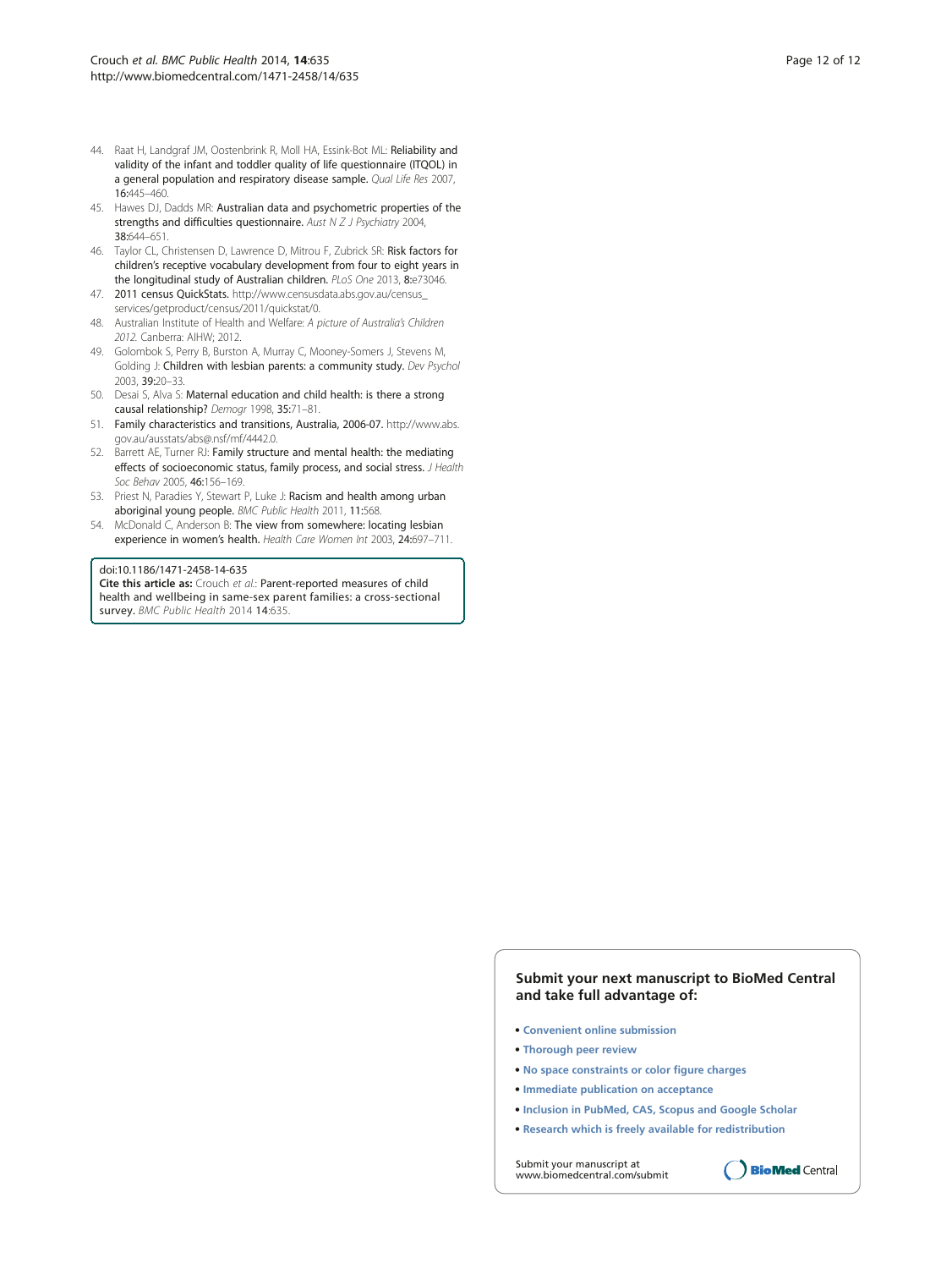44. Raat H, Landgraf JM, Oostenbrink R, Moll HA, Essink-Bot ML: **Reliability and validity of the infant and toddler quality of life questionnaire (ITQOL) in a general population and respiratory disease sample.** *Qual Life Res* 2007, **16:**445–460.
45. Hawes DJ, Dadds MR: **Australian data and psychometric properties of the strengths and difficulties questionnaire.** *Aust N Z J Psychiatry* 2004, **38:**644–651.
46. Taylor CL, Christensen D, Lawrence D, Mitrou F, Zubrick SR: **Risk factors for children's receptive vocabulary development from four to eight years in the longitudinal study of Australian children.** *PLoS One* 2013, **8:**e73046.
47. **2011 census QuickStats.** http://www.censusdata.abs.gov.au/census_services/getproduct/census/2011/quickstat/0.
48. Australian Institute of Health and Welfare: *A picture of Australia's Children 2012.* Canberra: AIHW; 2012.
49. Golombok S, Perry B, Burston A, Murray C, Mooney-Somers J, Stevens M, Golding J: **Children with lesbian parents: a community study.** *Dev Psychol* 2003, **39:**20–33.
50. Desai S, Alva S: **Maternal education and child health: is there a strong causal relationship?** *Demogr* 1998, **35:**71–81.
51. **Family characteristics and transitions, Australia, 2006-07.** http://www.abs.gov.au/ausstats/abs@.nsf/mf/4442.0.
52. Barrett AE, Turner RJ: **Family structure and mental health: the mediating effects of socioeconomic status, family process, and social stress.** *J Health Soc Behav* 2005, **46:**156–169.
53. Priest N, Paradies Y, Stewart P, Luke J: **Racism and health among urban aboriginal young people.** *BMC Public Health* 2011, **11:**568.
54. McDonald C, Anderson B: **The view from somewhere: locating lesbian experience in women's health.** *Health Care Women Int* 2003, **24:**697–711.

doi:10.1186/1471-2458-14-635
**Cite this article as:** Crouch *et al.*: Parent-reported measures of child health and wellbeing in same-sex parent families: a cross-sectional survey. *BMC Public Health* 2014 **14**:635.

**Submit your next manuscript to BioMed Central and take full advantage of:**

- **Convenient online submission**
- **Thorough peer review**
- **No space constraints or color figure charges**
- **Immediate publication on acceptance**
- **Inclusion in PubMed, CAS, Scopus and Google Scholar**
- **Research which is freely available for redistribution**

Submit your manuscript at
www.biomedcentral.com/submit

BioMed Central